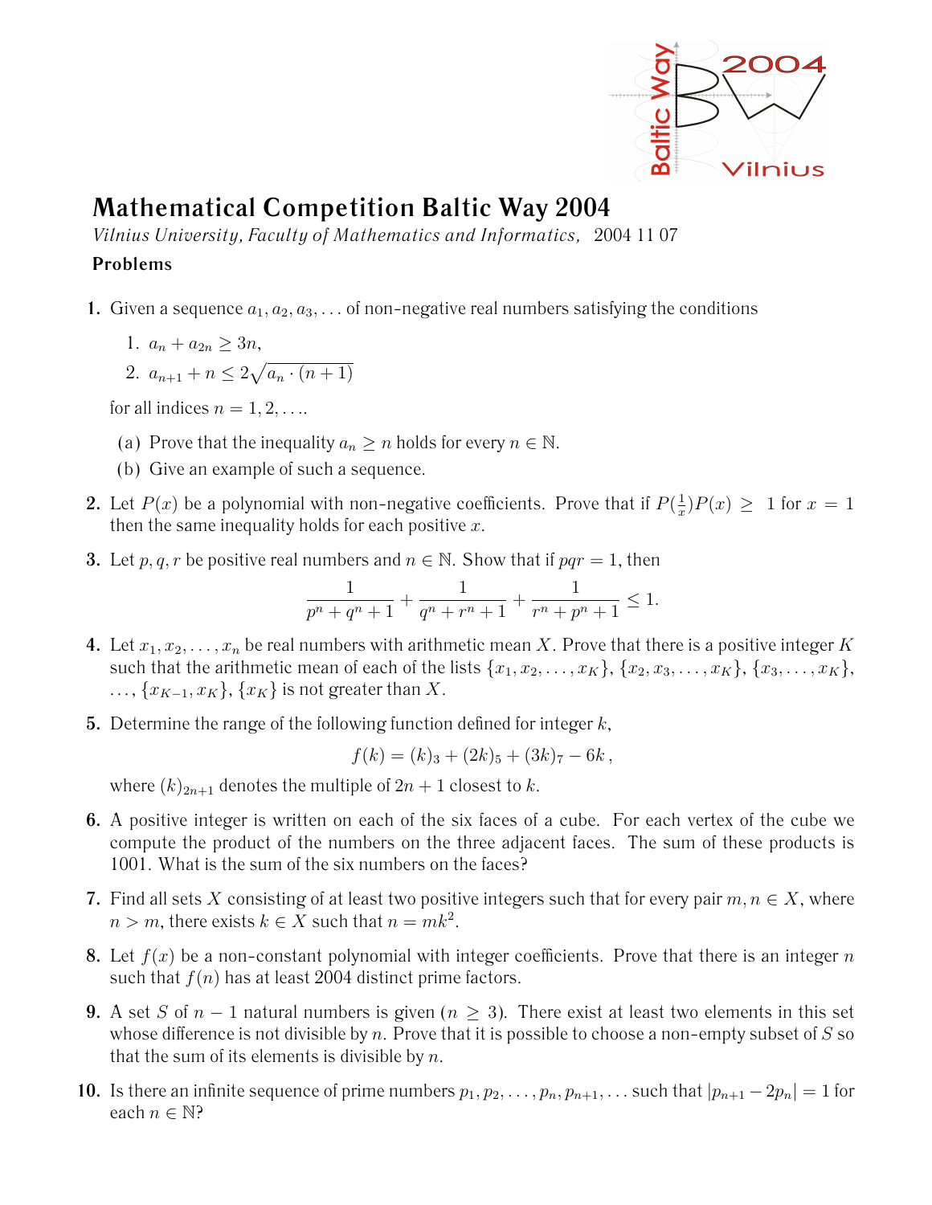# Mathematical Competition Baltic Way 2004

*Vilnius University, Faculty of Mathematics and Informatics,* 2004 11 07

**Problems**

1. Given a sequence $a_1, a_2, a_3, \ldots$ of non-negative real numbers satisfying the conditions

   1. $a_n + a_{2n} \geq 3n$,
   2. $a_{n+1} + n \leq 2\sqrt{a_n \cdot (n+1)}$

   for all indices $n = 1, 2, \ldots$.

   (a) Prove that the inequality $a_n \geq n$ holds for every $n \in \mathbb{N}$.

   (b) Give an example of such a sequence.

2. Let $P(x)$ be a polynomial with non-negative coefficients. Prove that if $P(\frac{1}{x})P(x) \geq 1$ for $x = 1$ then the same inequality holds for each positive $x$.

3. Let $p, q, r$ be positive real numbers and $n \in \mathbb{N}$. Show that if $pqr = 1$, then
$$\frac{1}{p^n + q^n + 1} + \frac{1}{q^n + r^n + 1} + \frac{1}{r^n + p^n + 1} \leq 1.$$

4. Let $x_1, x_2, \ldots, x_n$ be real numbers with arithmetic mean $X$. Prove that there is a positive integer $K$ such that the arithmetic mean of each of the lists $\{x_1, x_2, \ldots, x_K\}$, $\{x_2, x_3, \ldots, x_K\}$, $\{x_3, \ldots, x_K\}$, $\ldots$, $\{x_{K-1}, x_K\}$, $\{x_K\}$ is not greater than $X$.

5. Determine the range of the following function defined for integer $k$,
$$f(k) = (k)_3 + (2k)_5 + (3k)_7 - 6k\,,$$
where $(k)_{2n+1}$ denotes the multiple of $2n+1$ closest to $k$.

6. A positive integer is written on each of the six faces of a cube. For each vertex of the cube we compute the product of the numbers on the three adjacent faces. The sum of these products is 1001. What is the sum of the six numbers on the faces?

7. Find all sets $X$ consisting of at least two positive integers such that for every pair $m, n \in X$, where $n > m$, there exists $k \in X$ such that $n = mk^2$.

8. Let $f(x)$ be a non-constant polynomial with integer coefficients. Prove that there is an integer $n$ such that $f(n)$ has at least 2004 distinct prime factors.

9. A set $S$ of $n-1$ natural numbers is given ($n \geq 3$). There exist at least two elements in this set whose difference is not divisible by $n$. Prove that it is possible to choose a non-empty subset of $S$ so that the sum of its elements is divisible by $n$.

10. Is there an infinite sequence of prime numbers $p_1, p_2, \ldots, p_n, p_{n+1}, \ldots$ such that $|p_{n+1} - 2p_n| = 1$ for each $n \in \mathbb{N}$?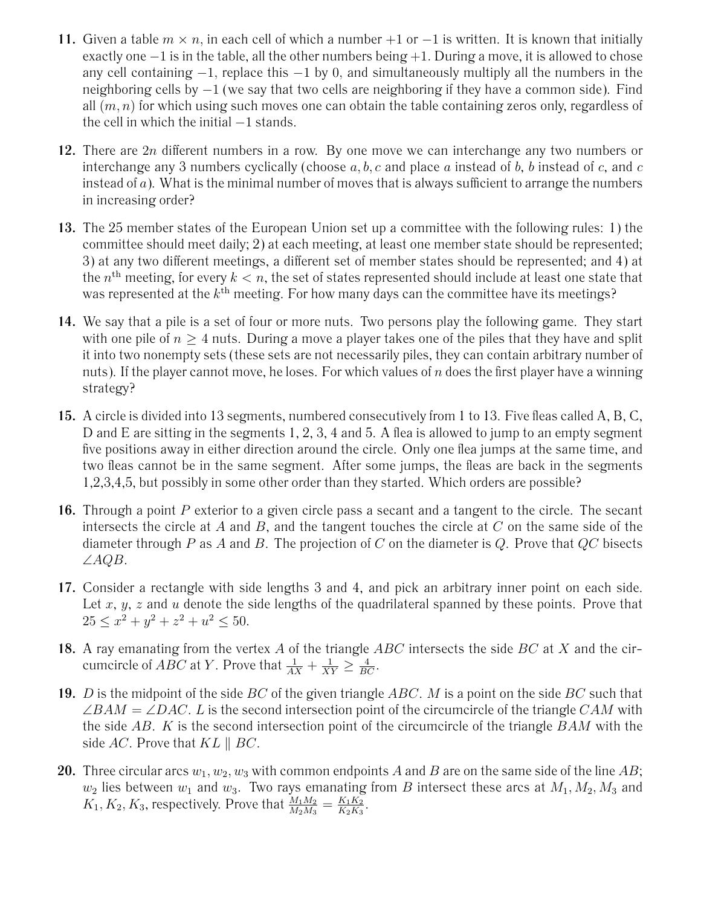**11.** Given a table $m \times n$, in each cell of which a number $+1$ or $-1$ is written. It is known that initially exactly one $-1$ is in the table, all the other numbers being $+1$. During a move, it is allowed to chose any cell containing $-1$, replace this $-1$ by 0, and simultaneously multiply all the numbers in the neighboring cells by $-1$ (we say that two cells are neighboring if they have a common side). Find all $(m, n)$ for which using such moves one can obtain the table containing zeros only, regardless of the cell in which the initial $-1$ stands.

**12.** There are $2n$ different numbers in a row. By one move we can interchange any two numbers or interchange any 3 numbers cyclically (choose $a, b, c$ and place $a$ instead of $b$, $b$ instead of $c$, and $c$ instead of $a$). What is the minimal number of moves that is always sufficient to arrange the numbers in increasing order?

**13.** The 25 member states of the European Union set up a committee with the following rules: 1) the committee should meet daily; 2) at each meeting, at least one member state should be represented; 3) at any two different meetings, a different set of member states should be represented; and 4) at the $n^{\text{th}}$ meeting, for every $k < n$, the set of states represented should include at least one state that was represented at the $k^{\text{th}}$ meeting. For how many days can the committee have its meetings?

**14.** We say that a pile is a set of four or more nuts. Two persons play the following game. They start with one pile of $n \geq 4$ nuts. During a move a player takes one of the piles that they have and split it into two nonempty sets (these sets are not necessarily piles, they can contain arbitrary number of nuts). If the player cannot move, he loses. For which values of $n$ does the first player have a winning strategy?

**15.** A circle is divided into 13 segments, numbered consecutively from 1 to 13. Five fleas called A, B, C, D and E are sitting in the segments 1, 2, 3, 4 and 5. A flea is allowed to jump to an empty segment five positions away in either direction around the circle. Only one flea jumps at the same time, and two fleas cannot be in the same segment. After some jumps, the fleas are back in the segments 1,2,3,4,5, but possibly in some other order than they started. Which orders are possible?

**16.** Through a point $P$ exterior to a given circle pass a secant and a tangent to the circle. The secant intersects the circle at $A$ and $B$, and the tangent touches the circle at $C$ on the same side of the diameter through $P$ as $A$ and $B$. The projection of $C$ on the diameter is $Q$. Prove that $QC$ bisects $\angle AQB$.

**17.** Consider a rectangle with side lengths 3 and 4, and pick an arbitrary inner point on each side. Let $x$, $y$, $z$ and $u$ denote the side lengths of the quadrilateral spanned by these points. Prove that $25 \leq x^2 + y^2 + z^2 + u^2 \leq 50$.

**18.** A ray emanating from the vertex $A$ of the triangle $ABC$ intersects the side $BC$ at $X$ and the circumcircle of $ABC$ at $Y$. Prove that $\frac{1}{AX} + \frac{1}{XY} \geq \frac{4}{BC}$.

**19.** $D$ is the midpoint of the side $BC$ of the given triangle $ABC$. $M$ is a point on the side $BC$ such that $\angle BAM = \angle DAC$. $L$ is the second intersection point of the circumcircle of the triangle $CAM$ with the side $AB$. $K$ is the second intersection point of the circumcircle of the triangle $BAM$ with the side $AC$. Prove that $KL \parallel BC$.

**20.** Three circular arcs $w_1, w_2, w_3$ with common endpoints $A$ and $B$ are on the same side of the line $AB$; $w_2$ lies between $w_1$ and $w_3$. Two rays emanating from $B$ intersect these arcs at $M_1, M_2, M_3$ and $K_1, K_2, K_3$, respectively. Prove that $\frac{M_1M_2}{M_2M_3} = \frac{K_1K_2}{K_2K_3}$.